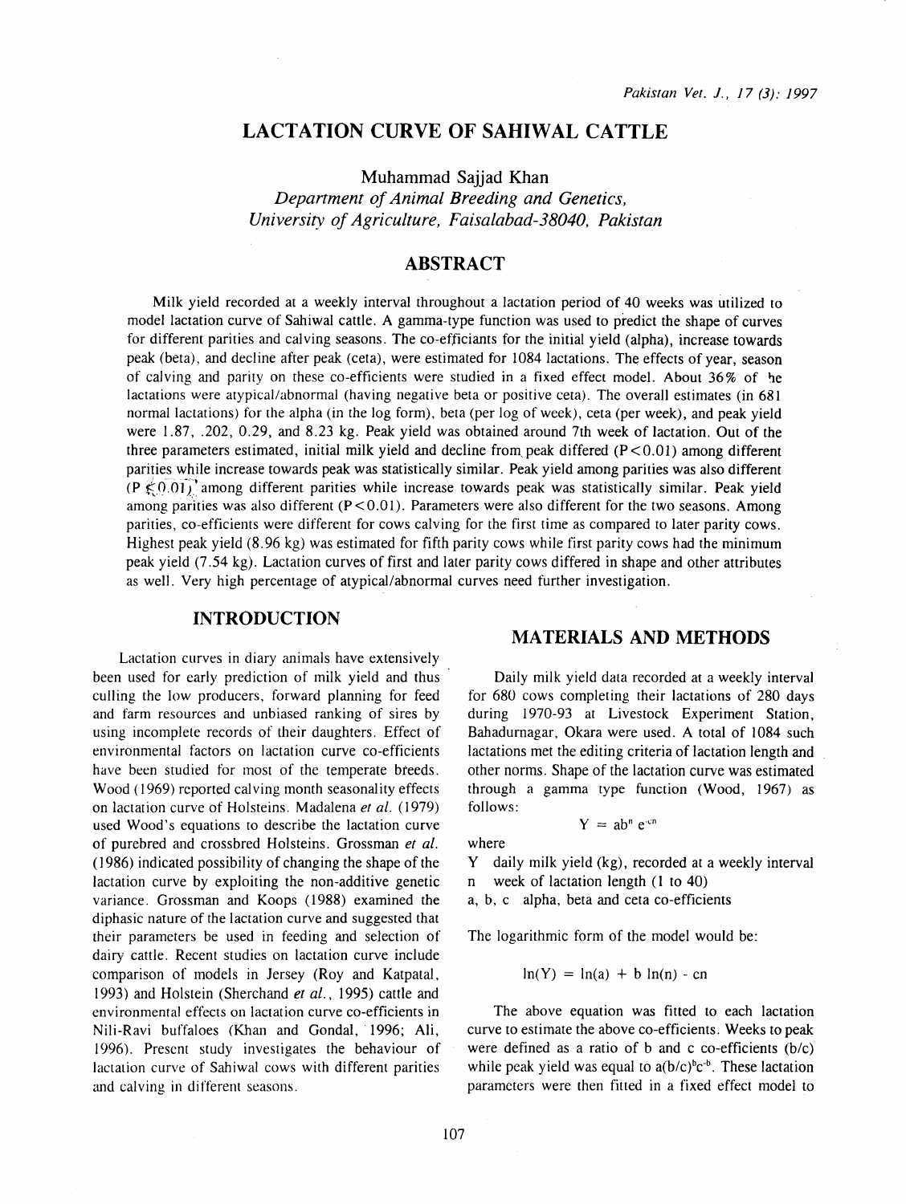# LACTATION CURVE OF SAHIWAL CATTLE

Muhammad Sajjad Khan

*Department of Animal Breeding and Genetics, University of Agriculture, Faisalabad-38040, Pakistan*

## ABSTRACT

Milk yield recorded at a weekly interval throughout a lactation period of 40 weeks was utilized to model lactation curve of Sahiwal cattle. A gamma-type function was used to predict the shape of curves for different parities and calving seasons. The co-efficiants for the initial yield (alpha), increase towards peak (beta), and decline after peak (ceta), were estimated for 1084 lactations. The effects of year, season of calving and parity on these co-efficients were studied in a fixed effect model. About 36% of he lactations were atypical/abnormal (having negative beta or positive ceta). The overall estimates (in 681 normal lactations) for the alpha (in the log form), beta (per log of week), ceta (per week), and peak yield were 1.87, .202, 0.29, and 8.23 kg. Peak yield was obtained around 7th week of lactation. Out of the three parameters estimated, initial milk yield and decline from peak differed ($P<0.01$) among different parities while increase towards peak was statistically similar. Peak yield among parities was also different ($P \leq 0.01$) among different parities while increase towards peak was statistically similar. Peak yield among parities was also different ($P<0.01$). Parameters were also different for the two seasons. Among parities, co-efficients were different for cows calving for the first time as compared to later parity cows. Highest peak yield (8.96 kg) was estimated for fifth parity cows while first parity cows had the minimum peak yield (7.54 kg). Lactation curves of first and later parity cows differed in shape and other attributes as well. Very high percentage of atypical/abnormal curves need further investigation.

## INTRODUCTION

Lactation curves in diary animals have extensively been used for early prediction of milk yield and thus culling the low producers, forward planning for feed and farm resources and unbiased ranking of sires by using incomplete records of their daughters. Effect of environmental factors on lactation curve co-efficients have been studied for most of the temperate breeds. Wood (1969) reported calving month seasonality effects on lactation curve of Holsteins. Madalena *et al.* (1979) used Wood's equations to describe the lactation curve of purebred and crossbred Holsteins. Grossman *et al.* (1986) indicated possibility of changing the shape of the lactation curve by exploiting the non-additive genetic variance. Grossman and Koops (1988) examined the diphasic nature of the lactation curve and suggested that their parameters be used in feeding and selection of dairy cattle. Recent studies on lactation curve include comparison of models in Jersey (Roy and Katpatal, 1993) and Holstein (Sherchand *et al.*, 1995) cattle and environmental effects on lactation curve co-efficients in Nili-Ravi buffaloes (Khan and Gondal, 1996; Ali, 1996). Present study investigates the behaviour of lactation curve of Sahiwal cows with different parities and calving in different seasons.

## MATERIALS AND METHODS

Daily milk yield data recorded at a weekly interval for 680 cows completing their lactations of 280 days during 1970-93 at Livestock Experiment Station, Bahadurnagar, Okara were used. A total of 1084 such lactations met the editing criteria of lactation length and other norms. Shape of the lactation curve was estimated through a gamma type function (Wood, 1967) as follows:

$$Y = ab^n e^{-cn}$$

where

Y daily milk yield (kg), recorded at a weekly interval

n week of lactation length (1 to 40)

a, b, c alpha, beta and ceta co-efficients

The logarithmic form of the model would be:

$$\ln(Y) = \ln(a) + b \ln(n) - cn$$

The above equation was fitted to each lactation curve to estimate the above co-efficients. Weeks to peak were defined as a ratio of b and c co-efficients (b/c) while peak yield was equal to $a(b/c)^b c^{-b}$. These lactation parameters were then fitted in a fixed effect model to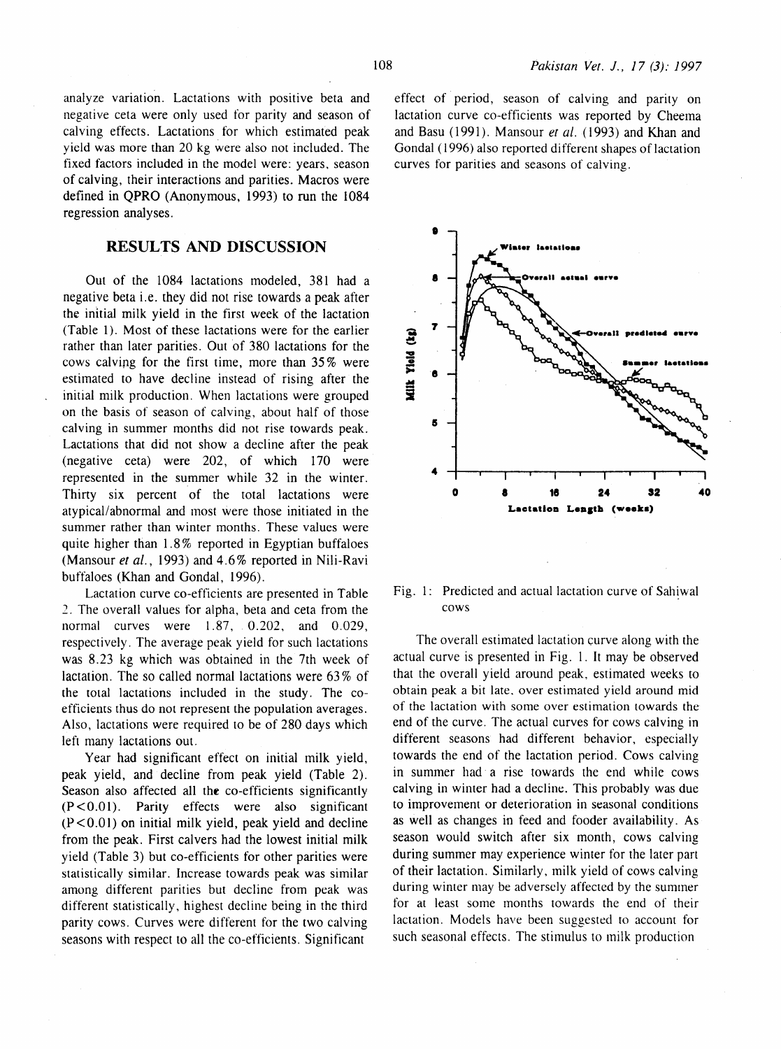analyze variation. Lactations with positive beta and negative ceta were only used for parity and season of calving effects. Lactations for which estimated peak yield was more than 20 kg were also not included. The fixed factors included in the model were: years, season of calving, their interactions and parities. Macros were defined in QPRO (Anonymous, 1993) to run the 1084 regression analyses.

## RESULTS AND DISCUSSION

Out of the 1084 lactations modeled, 381 had a negative beta i.e. they did not rise towards a peak after the initial milk yield in the first week of the lactation (Table 1). Most of these lactations were for the earlier rather than later parities. Out of 380 lactations for the cows calving for the first time, more than 35% were estimated to have decline instead of rising after the initial milk production. When lactations were grouped on the basis of season of calving, about half of those calving in summer months did not rise towards peak. Lactations that did not show a decline after the peak (negative ceta) were 202, of which 170 were represented in the summer while 32 in the winter. Thirty six percent of the total lactations were atypical/abnormal and most were those initiated in the summer rather than winter months. These values were quite higher than 1.8% reported in Egyptian buffaloes (Mansour *et al.*, 1993) and 4.6% reported in Nili-Ravi buffaloes (Khan and Gondal, 1996).

Lactation curve co-efficients are presented in Table 2. The overall values for alpha, beta and ceta from the normal curves were 1.87, 0.202, and 0.029, respectively. The average peak yield for such lactations was 8.23 kg which was obtained in the 7th week of lactation. The so called normal lactations were 63% of the total lactations included in the study. The co-efficients thus do not represent the population averages. Also, lactations were required to be of 280 days which left many lactations out.

Year had significant effect on initial milk yield, peak yield, and decline from peak yield (Table 2). Season also affected all the co-efficients significantly ($P<0.01$). Parity effects were also significant ($P<0.01$) on initial milk yield, peak yield and decline from the peak. First calvers had the lowest initial milk yield (Table 3) but co-efficients for other parities were statistically similar. Increase towards peak was similar among different parities but decline from peak was different statistically, highest decline being in the third parity cows. Curves were different for the two calving seasons with respect to all the co-efficients. Significant effect of period, season of calving and parity on lactation curve co-efficients was reported by Cheema and Basu (1991). Mansour *et al.* (1993) and Khan and Gondal (1996) also reported different shapes of lactation curves for parities and seasons of calving.

Fig. 1: Predicted and actual lactation curve of Sahiwal cows

The overall estimated lactation curve along with the actual curve is presented in Fig. 1. It may be observed that the overall yield around peak, estimated weeks to obtain peak a bit late, over estimated yield around mid of the lactation with some over estimation towards the end of the curve. The actual curves for cows calving in different seasons had different behavior, especially towards the end of the lactation period. Cows calving in summer had a rise towards the end while cows calving in winter had a decline. This probably was due to improvement or deterioration in seasonal conditions as well as changes in feed and fooder availability. As season would switch after six month, cows calving during summer may experience winter for the later part of their lactation. Similarly, milk yield of cows calving during winter may be adversely affected by the summer for at least some months towards the end of their lactation. Models have been suggested to account for such seasonal effects. The stimulus to milk production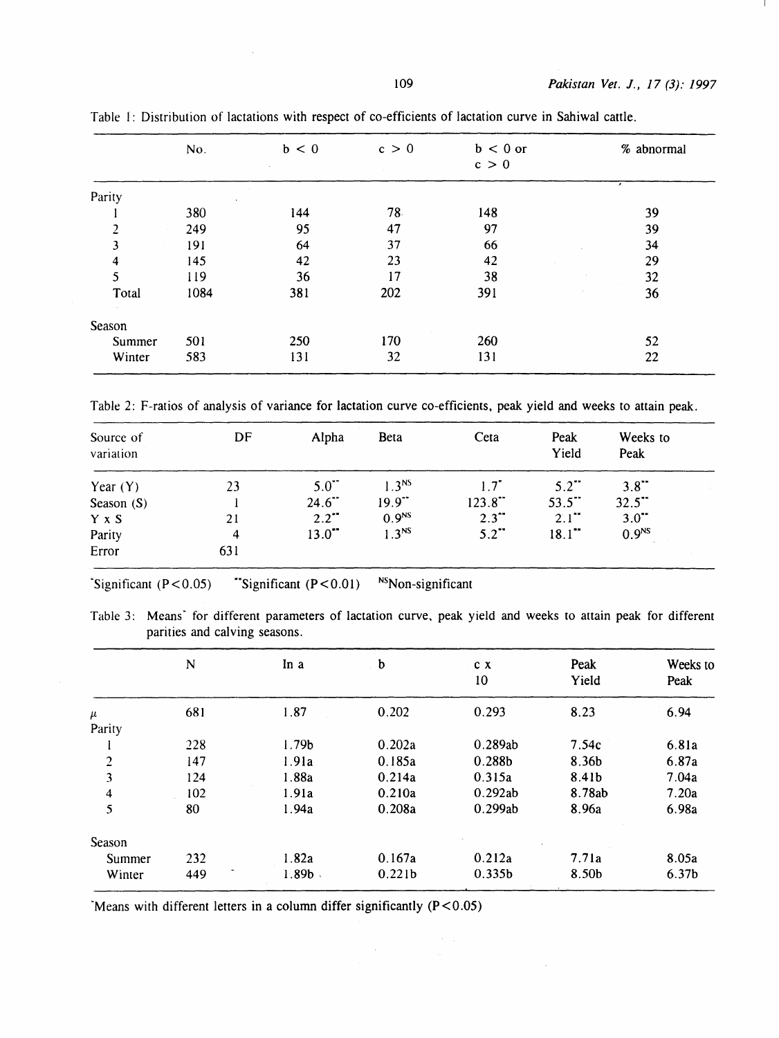Table 1: Distribution of lactations with respect of co-efficients of lactation curve in Sahiwal cattle.

| | No. | b < 0 | c > 0 | b < 0 or c > 0 | % abnormal |
|---|---|---|---|---|---|
| Parity | | | | | |
| 1 | 380 | 144 | 78 | 148 | 39 |
| 2 | 249 | 95 | 47 | 97 | 39 |
| 3 | 191 | 64 | 37 | 66 | 34 |
| 4 | 145 | 42 | 23 | 42 | 29 |
| 5 | 119 | 36 | 17 | 38 | 32 |
| Total | 1084 | 381 | 202 | 391 | 36 |
| Season | | | | | |
| Summer | 501 | 250 | 170 | 260 | 52 |
| Winter | 583 | 131 | 32 | 131 | 22 |

Table 2: F-ratios of analysis of variance for lactation curve co-efficients, peak yield and weeks to attain peak.

| Source of variation | DF | Alpha | Beta | Ceta | Peak Yield | Weeks to Peak |
|---|---|---|---|---|---|---|
| Year (Y) | 23 | 5.0** | 1.3NS | 1.7* | 5.2** | 3.8** |
| Season (S) | 1 | 24.6** | 19.9** | 123.8** | 53.5** | 32.5** |
| Y x S | 21 | 2.2** | 0.9NS | 2.3** | 2.1** | 3.0** |
| Parity | 4 | 13.0** | 1.3NS | 5.2** | 18.1** | 0.9NS |
| Error | 631 | | | | | |

*Significant ($P<0.05$) **Significant ($P<0.01$) NSNon-significant

Table 3: Means* for different parameters of lactation curve, peak yield and weeks to attain peak for different parities and calving seasons.

| | N | In a | b | c x 10 | Peak Yield | Weeks to Peak |
|---|---|---|---|---|---|---|
| $\mu$ | 681 | 1.87 | 0.202 | 0.293 | 8.23 | 6.94 |
| Parity | | | | | | |
| 1 | 228 | 1.79b | 0.202a | 0.289ab | 7.54c | 6.81a |
| 2 | 147 | 1.91a | 0.185a | 0.288b | 8.36b | 6.87a |
| 3 | 124 | 1.88a | 0.214a | 0.315a | 8.41b | 7.04a |
| 4 | 102 | 1.91a | 0.210a | 0.292ab | 8.78ab | 7.20a |
| 5 | 80 | 1.94a | 0.208a | 0.299ab | 8.96a | 6.98a |
| Season | | | | | | |
| Summer | 232 | 1.82a | 0.167a | 0.212a | 7.71a | 8.05a |
| Winter | 449 | 1.89b | 0.221b | 0.335b | 8.50b | 6.37b |

*Means with different letters in a column differ significantly ($P<0.05$)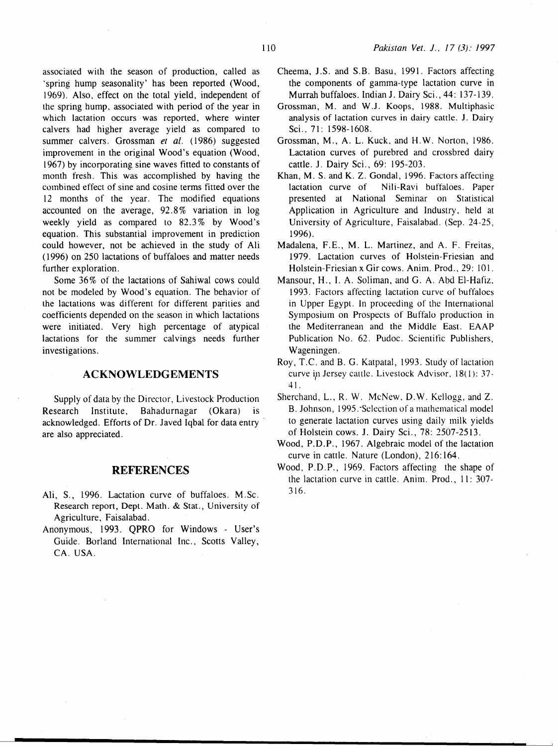associated with the season of production, called as 'spring hump seasonality' has been reported (Wood, 1969). Also, effect on the total yield, independent of the spring hump, associated with period of the year in which lactation occurs was reported, where winter calvers had higher average yield as compared to summer calvers. Grossman *et al.* (1986) suggested improvement in the original Wood's equation (Wood, 1967) by incorporating sine waves fitted to constants of month fresh. This was accomplished by having the combined effect of sine and cosine terms fitted over the 12 months of the year. The modified equations accounted on the average, 92.8% variation in log weekly yield as compared to 82.3% by Wood's equation. This substantial improvement in prediction could however, not be achieved in the study of Ali (1996) on 250 lactations of buffaloes and matter needs further exploration.

Some 36% of the lactations of Sahiwal cows could not be modeled by Wood's equation. The behavior of the lactations was different for different parities and coefficients depended on the season in which lactations were initiated. Very high percentage of atypical lactations for the summer calvings needs further investigations.

## ACKNOWLEDGEMENTS

Supply of data by the Director, Livestock Production Research Institute, Bahadurnagar (Okara) is acknowledged. Efforts of Dr. Javed Iqbal for data entry are also appreciated.

## REFERENCES

Ali, S., 1996. Lactation curve of buffaloes. M.Sc. Research report, Dept. Math. & Stat., University of Agriculture, Faisalabad.

Anonymous, 1993. QPRO for Windows - User's Guide. Borland International Inc., Scotts Valley, CA. USA.

Cheema, J.S. and S.B. Basu, 1991. Factors affecting the components of gamma-type lactation curve in Murrah buffaloes. Indian J. Dairy Sci., 44: 137-139.

Grossman, M. and W.J. Koops, 1988. Multiphasic analysis of lactation curves in dairy cattle. J. Dairy Sci., 71: 1598-1608.

Grossman, M., A. L. Kuck, and H.W. Norton, 1986. Lactation curves of purebred and crossbred dairy cattle. J. Dairy Sci., 69: 195-203.

Khan, M. S. and K. Z. Gondal, 1996. Factors affecting lactation curve of Nili-Ravi buffaloes. Paper presented at National Seminar on Statistical Application in Agriculture and Industry, held at University of Agriculture, Faisalabad. (Sep. 24-25, 1996).

Madalena, F.E., M. L. Martinez, and A. F. Freitas, 1979. Lactation curves of Holstein-Friesian and Holstein-Friesian x Gir cows. Anim. Prod., 29: 101.

Mansour, H., I. A. Soliman, and G. A. Abd El-Hafiz, 1993. Factors affecting lactation curve of buffaloes in Upper Egypt. In proceeding of the International Symposium on Prospects of Buffalo production in the Mediterranean and the Middle East. EAAP Publication No. 62. Pudoc. Scientific Publishers, Wageningen.

Roy, T.C. and B. G. Katpatal, 1993. Study of lactation curve in Jersey cattle. Livestock Advisor, 18(1): 37-41.

Sherchand, L., R. W. McNew, D.W. Kellogg, and Z. B. Johnson, 1995. Selection of a mathematical model to generate lactation curves using daily milk yields of Holstein cows. J. Dairy Sci., 78: 2507-2513.

Wood, P.D.P., 1967. Algebraic model of the lactation curve in cattle. Nature (London), 216:164.

Wood, P.D.P., 1969. Factors affecting the shape of the lactation curve in cattle. Anim. Prod., 11: 307-316.